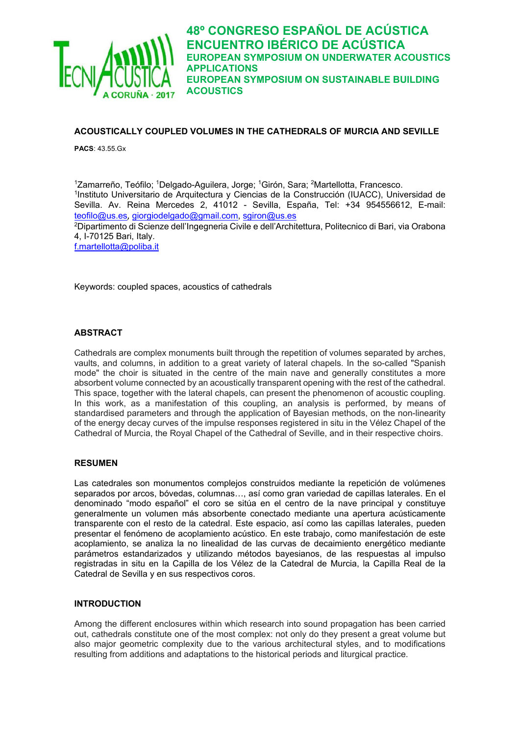# ACOUSTICALLY COUPLED VOLUMES IN THE CATHEDRALS OF MURCIA AND SEVILLE

**PACS**: 43.55.Gx

[1]Zamarreño, Teófilo; [1]Delgado-Aguilera, Jorge; [1]Girón, Sara; [2]Martellotta, Francesco.
[1]Instituto Universitario de Arquitectura y Ciencias de la Construcción (IUACC), Universidad de Sevilla. Av. Reina Mercedes 2, 41012 - Sevilla, España, Tel: +34 954556612, E-mail: teofilo@us.es, giorgiodelgado@gmail.com, sgiron@us.es
[2]Dipartimento di Scienze dell'Ingegneria Civile e dell'Architettura, Politecnico di Bari, via Orabona 4, I-70125 Bari, Italy.
f.martellotta@poliba.it

Keywords: coupled spaces, acoustics of cathedrals

## ABSTRACT

Cathedrals are complex monuments built through the repetition of volumes separated by arches, vaults, and columns, in addition to a great variety of lateral chapels. In the so-called "Spanish mode" the choir is situated in the centre of the main nave and generally constitutes a more absorbent volume connected by an acoustically transparent opening with the rest of the cathedral. This space, together with the lateral chapels, can present the phenomenon of acoustic coupling. In this work, as a manifestation of this coupling, an analysis is performed, by means of standardised parameters and through the application of Bayesian methods, on the non-linearity of the energy decay curves of the impulse responses registered in situ in the Vélez Chapel of the Cathedral of Murcia, the Royal Chapel of the Cathedral of Seville, and in their respective choirs.

## RESUMEN

Las catedrales son monumentos complejos construidos mediante la repetición de volúmenes separados por arcos, bóvedas, columnas…, así como gran variedad de capillas laterales. En el denominado "modo español" el coro se sitúa en el centro de la nave principal y constituye generalmente un volumen más absorbente conectado mediante una apertura acústicamente transparente con el resto de la catedral. Este espacio, así como las capillas laterales, pueden presentar el fenómeno de acoplamiento acústico. En este trabajo, como manifestación de este acoplamiento, se analiza la no linealidad de las curvas de decaimiento energético mediante parámetros estandarizados y utilizando métodos bayesianos, de las respuestas al impulso registradas in situ en la Capilla de los Vélez de la Catedral de Murcia, la Capilla Real de la Catedral de Sevilla y en sus respectivos coros.

## INTRODUCTION

Among the different enclosures within which research into sound propagation has been carried out, cathedrals constitute one of the most complex: not only do they present a great volume but also major geometric complexity due to the various architectural styles, and to modifications resulting from additions and adaptations to the historical periods and liturgical practice.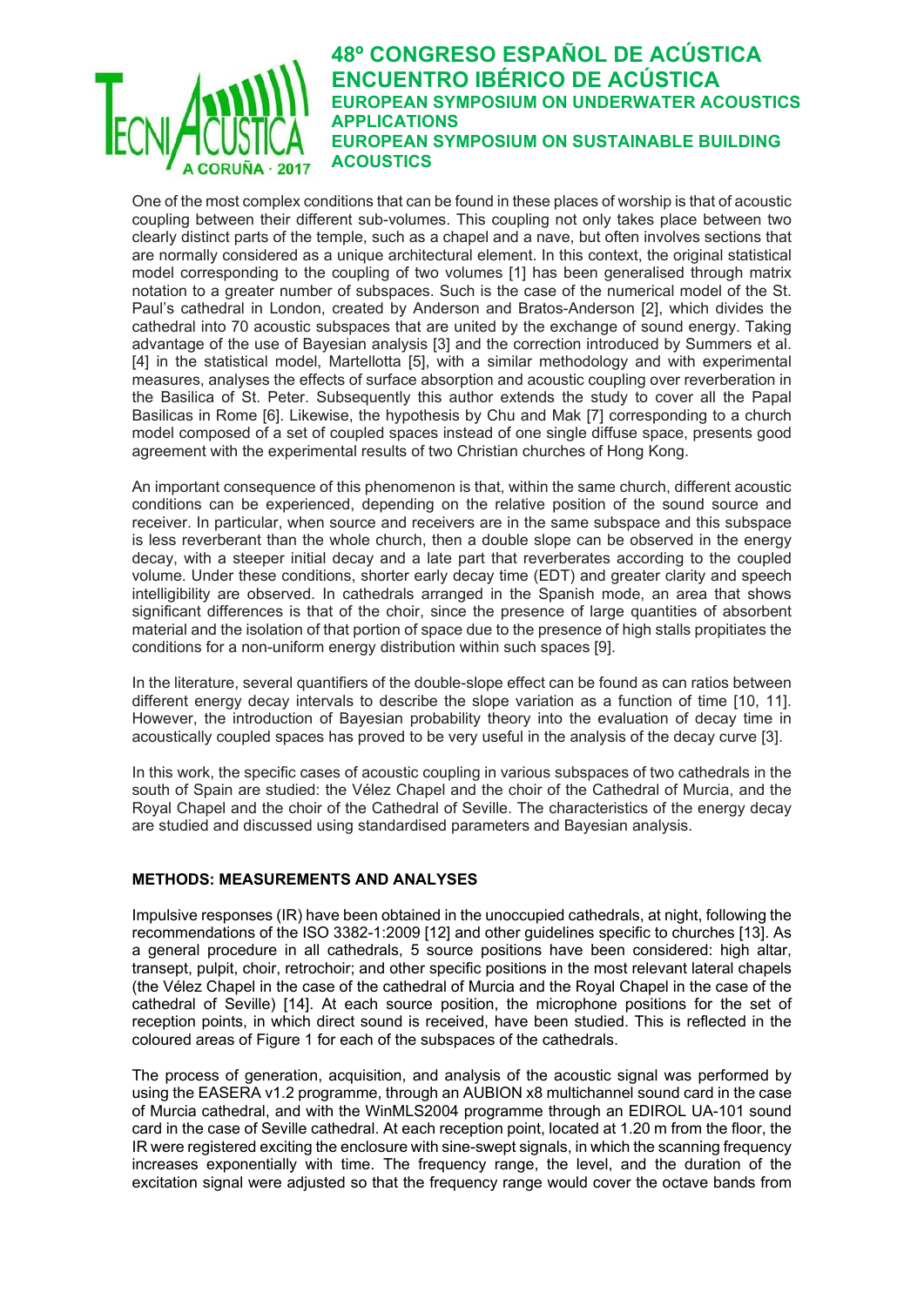One of the most complex conditions that can be found in these places of worship is that of acoustic coupling between their different sub-volumes. This coupling not only takes place between two clearly distinct parts of the temple, such as a chapel and a nave, but often involves sections that are normally considered as a unique architectural element. In this context, the original statistical model corresponding to the coupling of two volumes [1] has been generalised through matrix notation to a greater number of subspaces. Such is the case of the numerical model of the St. Paul's cathedral in London, created by Anderson and Bratos-Anderson [2], which divides the cathedral into 70 acoustic subspaces that are united by the exchange of sound energy. Taking advantage of the use of Bayesian analysis [3] and the correction introduced by Summers et al. [4] in the statistical model, Martellotta [5], with a similar methodology and with experimental measures, analyses the effects of surface absorption and acoustic coupling over reverberation in the Basilica of St. Peter. Subsequently this author extends the study to cover all the Papal Basilicas in Rome [6]. Likewise, the hypothesis by Chu and Mak [7] corresponding to a church model composed of a set of coupled spaces instead of one single diffuse space, presents good agreement with the experimental results of two Christian churches of Hong Kong.

An important consequence of this phenomenon is that, within the same church, different acoustic conditions can be experienced, depending on the relative position of the sound source and receiver. In particular, when source and receivers are in the same subspace and this subspace is less reverberant than the whole church, then a double slope can be observed in the energy decay, with a steeper initial decay and a late part that reverberates according to the coupled volume. Under these conditions, shorter early decay time (EDT) and greater clarity and speech intelligibility are observed. In cathedrals arranged in the Spanish mode, an area that shows significant differences is that of the choir, since the presence of large quantities of absorbent material and the isolation of that portion of space due to the presence of high stalls propitiates the conditions for a non-uniform energy distribution within such spaces [9].

In the literature, several quantifiers of the double-slope effect can be found as can ratios between different energy decay intervals to describe the slope variation as a function of time [10, 11]. However, the introduction of Bayesian probability theory into the evaluation of decay time in acoustically coupled spaces has proved to be very useful in the analysis of the decay curve [3].

In this work, the specific cases of acoustic coupling in various subspaces of two cathedrals in the south of Spain are studied: the Vélez Chapel and the choir of the Cathedral of Murcia, and the Royal Chapel and the choir of the Cathedral of Seville. The characteristics of the energy decay are studied and discussed using standardised parameters and Bayesian analysis.

## METHODS: MEASUREMENTS AND ANALYSES

Impulsive responses (IR) have been obtained in the unoccupied cathedrals, at night, following the recommendations of the ISO 3382-1:2009 [12] and other guidelines specific to churches [13]. As a general procedure in all cathedrals, 5 source positions have been considered: high altar, transept, pulpit, choir, retrochoir; and other specific positions in the most relevant lateral chapels (the Vélez Chapel in the case of the cathedral of Murcia and the Royal Chapel in the case of the cathedral of Seville) [14]. At each source position, the microphone positions for the set of reception points, in which direct sound is received, have been studied. This is reflected in the coloured areas of Figure 1 for each of the subspaces of the cathedrals.

The process of generation, acquisition, and analysis of the acoustic signal was performed by using the EASERA v1.2 programme, through an AUBION x8 multichannel sound card in the case of Murcia cathedral, and with the WinMLS2004 programme through an EDIROL UA-101 sound card in the case of Seville cathedral. At each reception point, located at 1.20 m from the floor, the IR were registered exciting the enclosure with sine-swept signals, in which the scanning frequency increases exponentially with time. The frequency range, the level, and the duration of the excitation signal were adjusted so that the frequency range would cover the octave bands from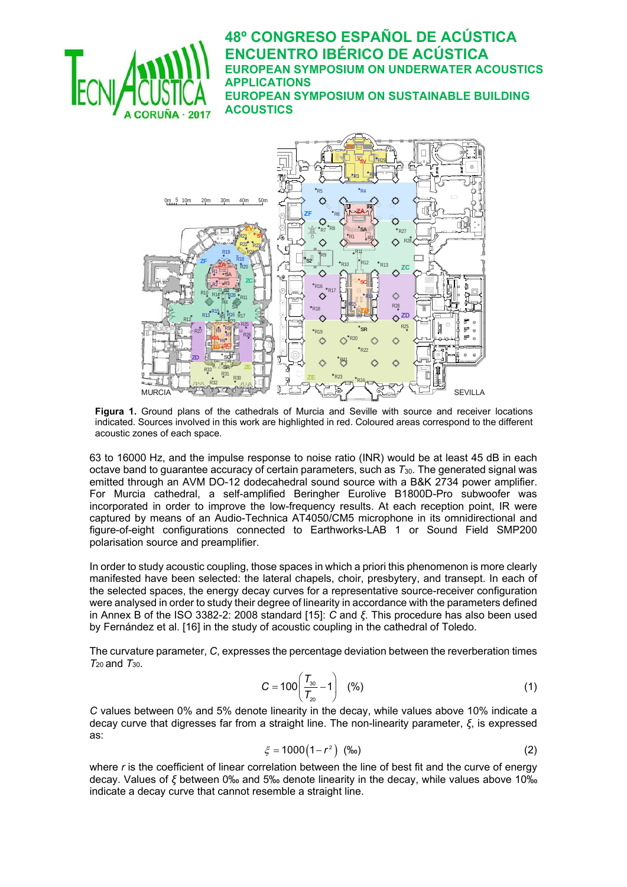Figura 1. Ground plans of the cathedrals of Murcia and Seville with source and receiver locations indicated. Sources involved in this work are highlighted in red. Coloured areas correspond to the different acoustic zones of each space.

63 to 16000 Hz, and the impulse response to noise ratio (INR) would be at least 45 dB in each octave band to guarantee accuracy of certain parameters, such as $T_{30}$. The generated signal was emitted through an AVM DO-12 dodecahedral sound source with a B&K 2734 power amplifier. For Murcia cathedral, a self-amplified Beringher Eurolive B1800D-Pro subwoofer was incorporated in order to improve the low-frequency results. At each reception point, IR were captured by means of an Audio-Technica AT4050/CM5 microphone in its omnidirectional and figure-of-eight configurations connected to Earthworks-LAB 1 or Sound Field SMP200 polarisation source and preamplifier.

In order to study acoustic coupling, those spaces in which a priori this phenomenon is more clearly manifested have been selected: the lateral chapels, choir, presbytery, and transept. In each of the selected spaces, the energy decay curves for a representative source-receiver configuration were analysed in order to study their degree of linearity in accordance with the parameters defined in Annex B of the ISO 3382-2: 2008 standard [15]: $C$ and $\xi$. This procedure has also been used by Fernández et al. [16] in the study of acoustic coupling in the cathedral of Toledo.

The curvature parameter, $C$, expresses the percentage deviation between the reverberation times $T_{20}$ and $T_{30}$.

$$C = 100\left(\frac{T_{30}}{T_{20}} - 1\right) \quad (\%) \tag{1}$$

$C$ values between 0% and 5% denote linearity in the decay, while values above 10% indicate a decay curve that digresses far from a straight line. The non-linearity parameter, $\xi$, is expressed as:

$$\xi = 1000\left(1 - r^2\right) \quad (‰) \tag{2}$$

where $r$ is the coefficient of linear correlation between the line of best fit and the curve of energy decay. Values of $\xi$ between 0‰ and 5‰ denote linearity in the decay, while values above 10‰ indicate a decay curve that cannot resemble a straight line.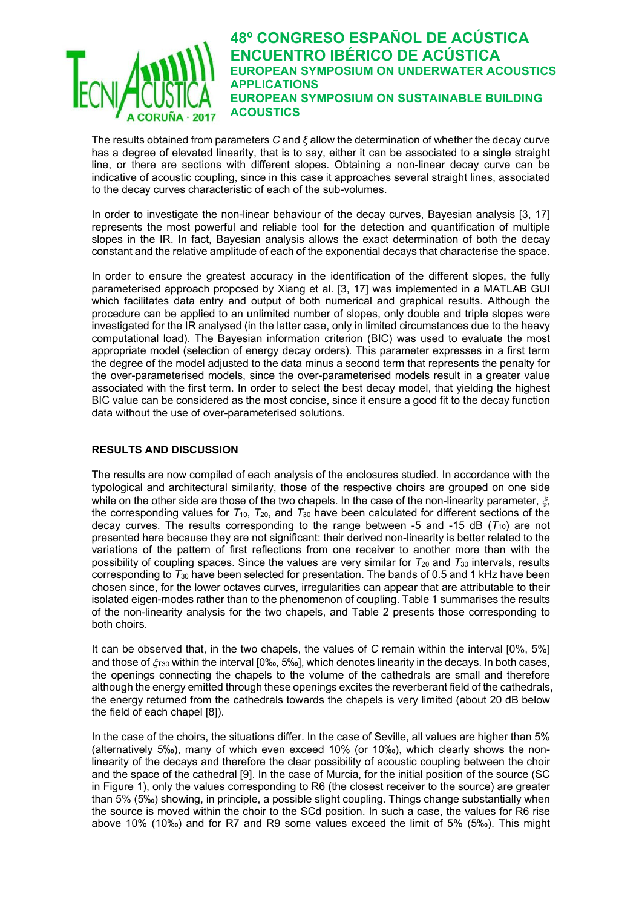The results obtained from parameters $C$ and $\xi$ allow the determination of whether the decay curve has a degree of elevated linearity, that is to say, either it can be associated to a single straight line, or there are sections with different slopes. Obtaining a non-linear decay curve can be indicative of acoustic coupling, since in this case it approaches several straight lines, associated to the decay curves characteristic of each of the sub-volumes.

In order to investigate the non-linear behaviour of the decay curves, Bayesian analysis [3, 17] represents the most powerful and reliable tool for the detection and quantification of multiple slopes in the IR. In fact, Bayesian analysis allows the exact determination of both the decay constant and the relative amplitude of each of the exponential decays that characterise the space.

In order to ensure the greatest accuracy in the identification of the different slopes, the fully parameterised approach proposed by Xiang et al. [3, 17] was implemented in a MATLAB GUI which facilitates data entry and output of both numerical and graphical results. Although the procedure can be applied to an unlimited number of slopes, only double and triple slopes were investigated for the IR analysed (in the latter case, only in limited circumstances due to the heavy computational load). The Bayesian information criterion (BIC) was used to evaluate the most appropriate model (selection of energy decay orders). This parameter expresses in a first term the degree of the model adjusted to the data minus a second term that represents the penalty for the over-parameterised models, since the over-parameterised models result in a greater value associated with the first term. In order to select the best decay model, that yielding the highest BIC value can be considered as the most concise, since it ensure a good fit to the decay function data without the use of over-parameterised solutions.

## RESULTS AND DISCUSSION

The results are now compiled of each analysis of the enclosures studied. In accordance with the typological and architectural similarity, those of the respective choirs are grouped on one side while on the other side are those of the two chapels. In the case of the non-linearity parameter, $\xi$, the corresponding values for $T_{10}$, $T_{20}$, and $T_{30}$ have been calculated for different sections of the decay curves. The results corresponding to the range between -5 and -15 dB ($T_{10}$) are not presented here because they are not significant: their derived non-linearity is better related to the variations of the pattern of first reflections from one receiver to another more than with the possibility of coupling spaces. Since the values are very similar for $T_{20}$ and $T_{30}$ intervals, results corresponding to $T_{30}$ have been selected for presentation. The bands of 0.5 and 1 kHz have been chosen since, for the lower octaves curves, irregularities can appear that are attributable to their isolated eigen-modes rather than to the phenomenon of coupling. Table 1 summarises the results of the non-linearity analysis for the two chapels, and Table 2 presents those corresponding to both choirs.

It can be observed that, in the two chapels, the values of $C$ remain within the interval [0%, 5%] and those of $\xi_{T30}$ within the interval [0‰, 5‰], which denotes linearity in the decays. In both cases, the openings connecting the chapels to the volume of the cathedrals are small and therefore although the energy emitted through these openings excites the reverberant field of the cathedrals, the energy returned from the cathedrals towards the chapels is very limited (about 20 dB below the field of each chapel [8]).

In the case of the choirs, the situations differ. In the case of Seville, all values are higher than 5% (alternatively 5‰), many of which even exceed 10% (or 10‰), which clearly shows the non-linearity of the decays and therefore the clear possibility of acoustic coupling between the choir and the space of the cathedral [9]. In the case of Murcia, for the initial position of the source (SC in Figure 1), only the values corresponding to R6 (the closest receiver to the source) are greater than 5% (5‰) showing, in principle, a possible slight coupling. Things change substantially when the source is moved within the choir to the SCd position. In such a case, the values for R6 rise above 10% (10‰) and for R7 and R9 some values exceed the limit of 5% (5‰). This might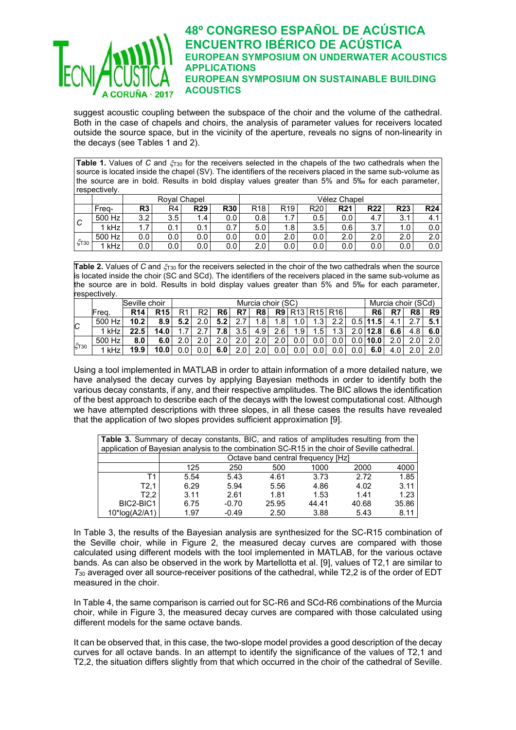suggest acoustic coupling between the subspace of the choir and the volume of the cathedral. Both in the case of chapels and choirs, the analysis of parameter values for receivers located outside the source space, but in the vicinity of the aperture, reveals no signs of non-linearity in the decays (see Tables 1 and 2).

**Table 1.** Values of $C$ and $\xi_{T30}$ for the receivers selected in the chapels of the two cathedrals when the source is located inside the chapel (SV). The identifiers of the receivers placed in the same sub-volume as the source are in bold. Results in bold display values greater than 5% and 5‰ for each parameter, respectively.

| | | Royal Chapel | | | | Vélez Chapel | | | | | | |
|---|---|---|---|---|---|---|---|---|---|---|---|---|
| | Freq- | **R3** | R4 | **R29** | **R30** | R18 | R19 | R20 | **R21** | **R22** | **R23** | **R24** |
| $C$ | 500 Hz | 3.2 | 3.5 | 1.4 | 0.0 | 0.8 | 1.7 | 0.5 | 0.0 | 4.7 | 3.1 | 4.1 |
| | 1 kHz | 1.7 | 0.1 | 0.1 | 0.7 | 5.0 | 1.8 | 3.5 | 0.6 | 3.7 | 1.0 | 0.0 |
| $\xi_{T30}$ | 500 Hz | 0.0 | 0.0 | 0.0 | 0.0 | 0.0 | 2.0 | 0.0 | 2.0 | 2.0 | 2.0 | 2.0 |
| | 1 kHz | 0.0 | 0.0 | 0.0 | 0.0 | 2.0 | 0.0 | 0.0 | 0.0 | 0.0 | 0.0 | 0.0 |

**Table 2.** Values of $C$ and $\xi_{T30}$ for the receivers selected in the choir of the two cathedrals when the source is located inside the choir (SC and SCd). The identifiers of the receivers placed in the same sub-volume as the source are in bold. Results in bold display values greater than 5% and 5‰ for each parameter, respectively.

| | | Seville choir | | Murcia choir (SC) | | | | | | | | | | Murcia choir (SCd) | | | |
|---|---|---|---|---|---|---|---|---|---|---|---|---|---|---|---|---|---|
| | Freq. | **R14** | **R15** | R1 | R2 | **R6** | **R7** | **R8** | **R9** | R13 | R15 | R16 | | **R6** | **R7** | **R8** | **R9** |
| $C$ | 500 Hz | **10.2** | **8.9** | **5.2** | 2.0 | **5.2** | 2.7 | 1.8 | 1.8 | 1.0 | 1.3 | 2.2 | 0.5 | **11.5** | 4.1 | 2.7 | **5.1** |
| | 1 kHz | **22.5** | **14.0** | 1.7 | 2.7 | **7.8** | 3.5 | 4.9 | 2.6 | 1.9 | 1.5 | 1.3 | 2.0 | **12.8** | **6.6** | 4.8 | **6.0** |
| $\xi_{T30}$ | 500 Hz | **8.0** | **6.0** | 2.0 | 2.0 | 2.0 | 2.0 | 2.0 | 2.0 | 0.0 | 0.0 | 0.0 | 0.0 | **10.0** | 2.0 | 2.0 | 2.0 |
| | 1 kHz | **19.9** | **10.0** | 0.0 | 0.0 | **6.0** | 2.0 | 2.0 | 0.0 | 0.0 | 0.0 | 0.0 | 0.0 | **6.0** | 4.0 | 2.0 | 2.0 |

Using a tool implemented in MATLAB in order to attain information of a more detailed nature, we have analysed the decay curves by applying Bayesian methods in order to identify both the various decay constants, if any, and their respective amplitudes. The BIC allows the identification of the best approach to describe each of the decays with the lowest computational cost. Although we have attempted descriptions with three slopes, in all these cases the results have revealed that the application of two slopes provides sufficient approximation [9].

**Table 3.** Summary of decay constants, BIC, and ratios of amplitudes resulting from the application of Bayesian analysis to the combination SC-R15 in the choir of Seville cathedral.

| | Octave band central frequency [Hz] | | | | | |
|---|---|---|---|---|---|---|
| | 125 | 250 | 500 | 1000 | 2000 | 4000 |
| T1 | 5.54 | 5.43 | 4.61 | 3.73 | 2.72 | 1.85 |
| T2,1 | 6.29 | 5.94 | 5.56 | 4.86 | 4.02 | 3.11 |
| T2,2 | 3.11 | 2.61 | 1.81 | 1.53 | 1.41 | 1.23 |
| BIC2-BIC1 | 6.75 | -0.70 | 25.95 | 44.41 | 40.68 | 35.86 |
| 10*log(A2/A1) | 1.97 | -0.49 | 2.50 | 3.88 | 5.43 | 8.11 |

In Table 3, the results of the Bayesian analysis are synthesized for the SC-R15 combination of the Seville choir, while in Figure 2, the measured decay curves are compared with those calculated using different models with the tool implemented in MATLAB, for the various octave bands. As can also be observed in the work by Martellotta et al. [9], values of T2,1 are similar to $T_{30}$ averaged over all source-receiver positions of the cathedral, while T2,2 is of the order of EDT measured in the choir.

In Table 4, the same comparison is carried out for SC-R6 and SCd-R6 combinations of the Murcia choir, while in Figure 3, the measured decay curves are compared with those calculated using different models for the same octave bands.

It can be observed that, in this case, the two-slope model provides a good description of the decay curves for all octave bands. In an attempt to identify the significance of the values of T2,1 and T2,2, the situation differs slightly from that which occurred in the choir of the cathedral of Seville.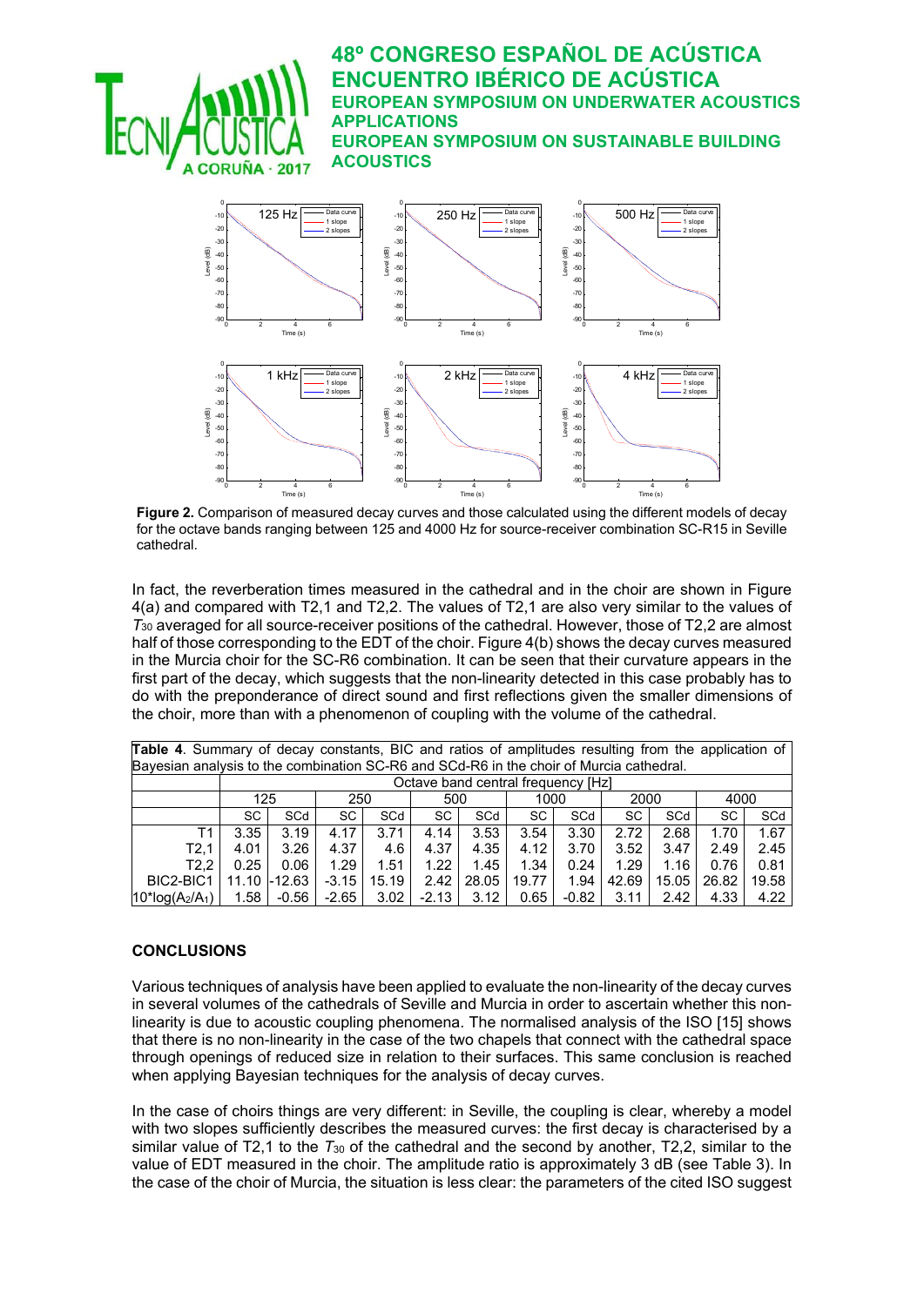**Figure 2.** Comparison of measured decay curves and those calculated using the different models of decay for the octave bands ranging between 125 and 4000 Hz for source-receiver combination SC-R15 in Seville cathedral.

In fact, the reverberation times measured in the cathedral and in the choir are shown in Figure 4(a) and compared with T2,1 and T2,2. The values of T2,1 are also very similar to the values of $T_{30}$ averaged for all source-receiver positions of the cathedral. However, those of T2,2 are almost half of those corresponding to the EDT of the choir. Figure 4(b) shows the decay curves measured in the Murcia choir for the SC-R6 combination. It can be seen that their curvature appears in the first part of the decay, which suggests that the non-linearity detected in this case probably has to do with the preponderance of direct sound and first reflections given the smaller dimensions of the choir, more than with a phenomenon of coupling with the volume of the cathedral.

**Table 4**. Summary of decay constants, BIC and ratios of amplitudes resulting from the application of Bayesian analysis to the combination SC-R6 and SCd-R6 in the choir of Murcia cathedral.

| | Octave band central frequency [Hz] | | | | | | | | | | | |
|---|---|---|---|---|---|---|---|---|---|---|---|---|
| | 125 | | 250 | | 500 | | 1000 | | 2000 | | 4000 | |
| | SC | SCd | SC | SCd | SC | SCd | SC | SCd | SC | SCd | SC | SCd |
| T1 | 3.35 | 3.19 | 4.17 | 3.71 | 4.14 | 3.53 | 3.54 | 3.30 | 2.72 | 2.68 | 1.70 | 1.67 |
| T2,1 | 4.01 | 3.26 | 4.37 | 4.6 | 4.37 | 4.35 | 4.12 | 3.70 | 3.52 | 3.47 | 2.49 | 2.45 |
| T2,2 | 0.25 | 0.06 | 1.29 | 1.51 | 1.22 | 1.45 | 1.34 | 0.24 | 1.29 | 1.16 | 0.76 | 0.81 |
| BIC2-BIC1 | 11.10 | -12.63 | -3.15 | 15.19 | 2.42 | 28.05 | 19.77 | 1.94 | 42.69 | 15.05 | 26.82 | 19.58 |
| $10*\log(A_2/A_1)$ | 1.58 | -0.56 | -2.65 | 3.02 | -2.13 | 3.12 | 0.65 | -0.82 | 3.11 | 2.42 | 4.33 | 4.22 |

## CONCLUSIONS

Various techniques of analysis have been applied to evaluate the non-linearity of the decay curves in several volumes of the cathedrals of Seville and Murcia in order to ascertain whether this non-linearity is due to acoustic coupling phenomena. The normalised analysis of the ISO [15] shows that there is no non-linearity in the case of the two chapels that connect with the cathedral space through openings of reduced size in relation to their surfaces. This same conclusion is reached when applying Bayesian techniques for the analysis of decay curves.

In the case of choirs things are very different: in Seville, the coupling is clear, whereby a model with two slopes sufficiently describes the measured curves: the first decay is characterised by a similar value of T2,1 to the $T_{30}$ of the cathedral and the second by another, T2,2, similar to the value of EDT measured in the choir. The amplitude ratio is approximately 3 dB (see Table 3). In the case of the choir of Murcia, the situation is less clear: the parameters of the cited ISO suggest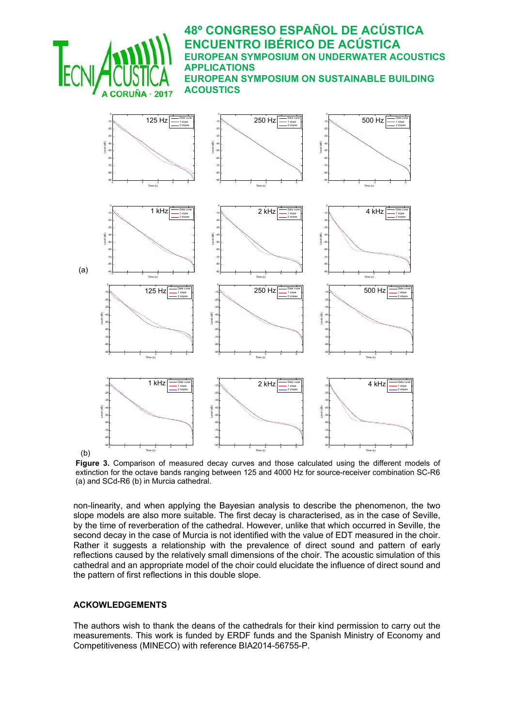(a)

(b)

**Figure 3.** Comparison of measured decay curves and those calculated using the different models of extinction for the octave bands ranging between 125 and 4000 Hz for source-receiver combination SC-R6 (a) and SCd-R6 (b) in Murcia cathedral.

non-linearity, and when applying the Bayesian analysis to describe the phenomenon, the two slope models are also more suitable. The first decay is characterised, as in the case of Seville, by the time of reverberation of the cathedral. However, unlike that which occurred in Seville, the second decay in the case of Murcia is not identified with the value of EDT measured in the choir. Rather it suggests a relationship with the prevalence of direct sound and pattern of early reflections caused by the relatively small dimensions of the choir. The acoustic simulation of this cathedral and an appropriate model of the choir could elucidate the influence of direct sound and the pattern of first reflections in this double slope.

## ACKOWLEDGEMENTS

The authors wish to thank the deans of the cathedrals for their kind permission to carry out the measurements. This work is funded by ERDF funds and the Spanish Ministry of Economy and Competitiveness (MINECO) with reference BIA2014-56755-P.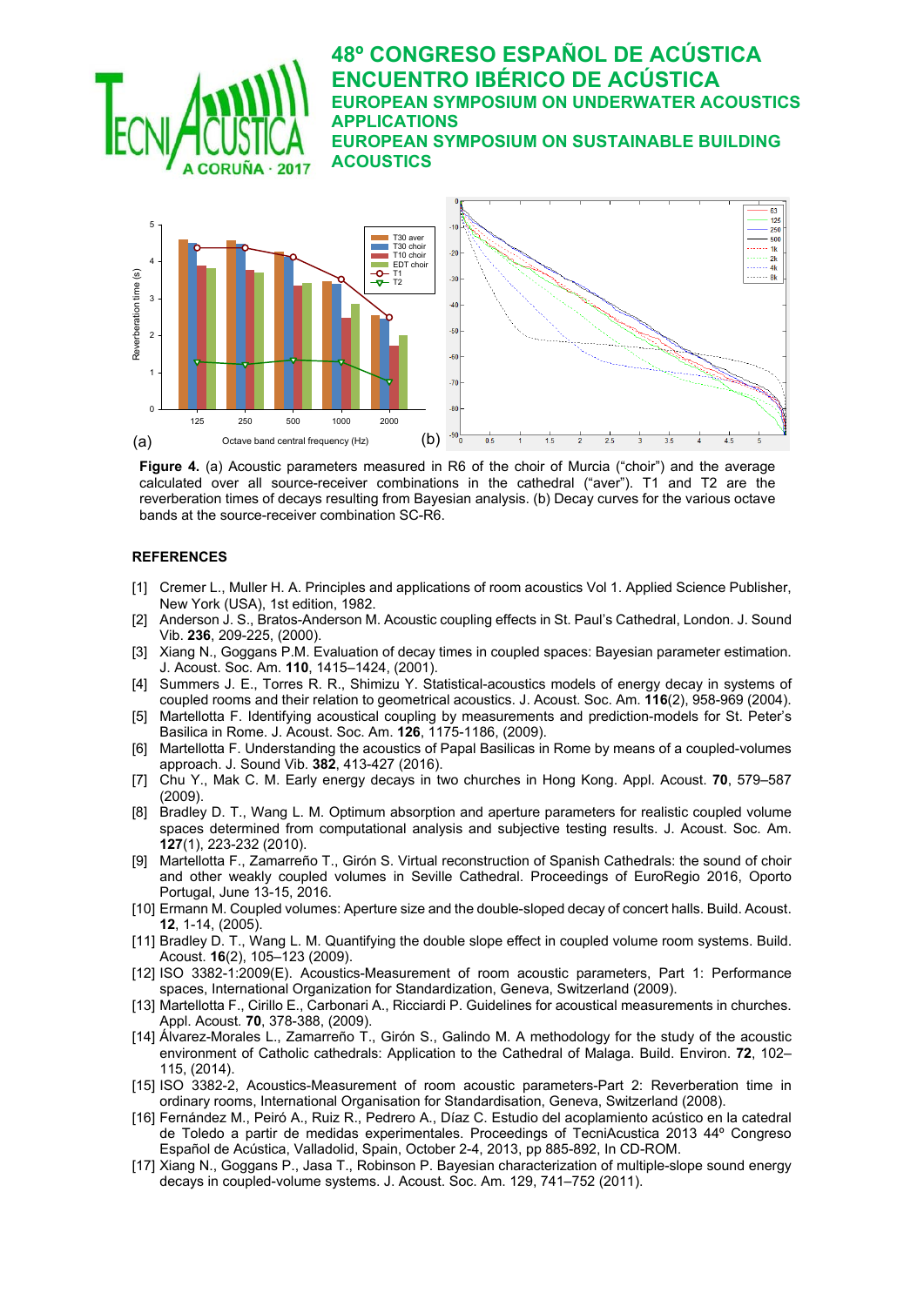5
4
3
2
1
0
Reverberation time (s)
125
250
500
1000
2000
Octave band central frequency (Hz)
T30 aver
T30 choir
T10 choir
EDT choir
T1
T2
(a)

0
-10
-20
-30
-40
-50
-60
-70
-80
-90
0
0.5
1
1.5
2
2.5
3
3.5
4
4.5
5
63
125
250
500
1k
2k
4k
8k
(b)

**Figure 4.** (a) Acoustic parameters measured in R6 of the choir of Murcia ("choir") and the average calculated over all source-receiver combinations in the cathedral ("aver"). T1 and T2 are the reverberation times of decays resulting from Bayesian analysis. (b) Decay curves for the various octave bands at the source-receiver combination SC-R6.

## REFERENCES

[1] Cremer L., Muller H. A. Principles and applications of room acoustics Vol 1. Applied Science Publisher, New York (USA), 1st edition, 1982.

[2] Anderson J. S., Bratos-Anderson M. Acoustic coupling effects in St. Paul's Cathedral, London. J. Sound Vib. **236**, 209-225, (2000).

[3] Xiang N., Goggans P.M. Evaluation of decay times in coupled spaces: Bayesian parameter estimation. J. Acoust. Soc. Am. **110**, 1415–1424, (2001).

[4] Summers J. E., Torres R. R., Shimizu Y. Statistical-acoustics models of energy decay in systems of coupled rooms and their relation to geometrical acoustics. J. Acoust. Soc. Am. **116**(2), 958-969 (2004).

[5] Martellotta F. Identifying acoustical coupling by measurements and prediction-models for St. Peter's Basilica in Rome. J. Acoust. Soc. Am. **126**, 1175-1186, (2009).

[6] Martellotta F. Understanding the acoustics of Papal Basilicas in Rome by means of a coupled-volumes approach. J. Sound Vib. **382**, 413-427 (2016).

[7] Chu Y., Mak C. M. Early energy decays in two churches in Hong Kong. Appl. Acoust. **70**, 579–587 (2009).

[8] Bradley D. T., Wang L. M. Optimum absorption and aperture parameters for realistic coupled volume spaces determined from computational analysis and subjective testing results. J. Acoust. Soc. Am. **127**(1), 223-232 (2010).

[9] Martellotta F., Zamarreño T., Girón S. Virtual reconstruction of Spanish Cathedrals: the sound of choir and other weakly coupled volumes in Seville Cathedral. Proceedings of EuroRegio 2016, Oporto Portugal, June 13-15, 2016.

[10] Ermann M. Coupled volumes: Aperture size and the double-sloped decay of concert halls. Build. Acoust. **12**, 1-14, (2005).

[11] Bradley D. T., Wang L. M. Quantifying the double slope effect in coupled volume room systems. Build. Acoust. **16**(2), 105–123 (2009).

[12] ISO 3382-1:2009(E). Acoustics-Measurement of room acoustic parameters, Part 1: Performance spaces, International Organization for Standardization, Geneva, Switzerland (2009).

[13] Martellotta F., Cirillo E., Carbonari A., Ricciardi P. Guidelines for acoustical measurements in churches. Appl. Acoust. **70**, 378-388, (2009).

[14] Álvarez-Morales L., Zamarreño T., Girón S., Galindo M. A methodology for the study of the acoustic environment of Catholic cathedrals: Application to the Cathedral of Malaga. Build. Environ. **72**, 102–115, (2014).

[15] ISO 3382-2, Acoustics-Measurement of room acoustic parameters-Part 2: Reverberation time in ordinary rooms, International Organisation for Standardisation, Geneva, Switzerland (2008).

[16] Fernández M., Peiró A., Ruiz R., Pedrero A., Díaz C. Estudio del acoplamiento acústico en la catedral de Toledo a partir de medidas experimentales. Proceedings of TecniAcustica 2013 44º Congreso Español de Acústica, Valladolid, Spain, October 2-4, 2013, pp 885-892, In CD-ROM.

[17] Xiang N., Goggans P., Jasa T., Robinson P. Bayesian characterization of multiple-slope sound energy decays in coupled-volume systems. J. Acoust. Soc. Am. 129, 741–752 (2011).